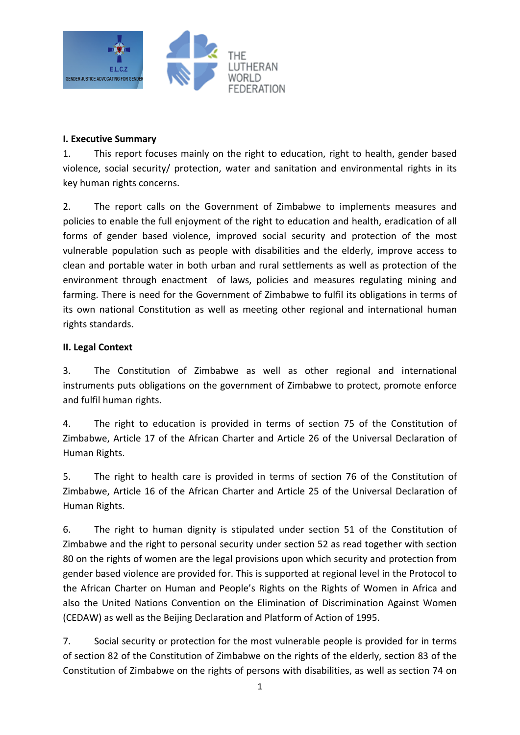## I. Executive Summary

1. This report focuses mainly on the right to education, right to health, gender based violence, social security/ protection, water and sanitation and environmental rights in its key human rights concerns.

2. The report calls on the Government of Zimbabwe to implements measures and policies to enable the full enjoyment of the right to education and health, eradication of all forms of gender based violence, improved social security and protection of the most vulnerable population such as people with disabilities and the elderly, improve access to clean and portable water in both urban and rural settlements as well as protection of the environment through enactment of laws, policies and measures regulating mining and farming. There is need for the Government of Zimbabwe to fulfil its obligations in terms of its own national Constitution as well as meeting other regional and international human rights standards.

## II. Legal Context

3. The Constitution of Zimbabwe as well as other regional and international instruments puts obligations on the government of Zimbabwe to protect, promote enforce and fulfil human rights.

4. The right to education is provided in terms of section 75 of the Constitution of Zimbabwe, Article 17 of the African Charter and Article 26 of the Universal Declaration of Human Rights.

5. The right to health care is provided in terms of section 76 of the Constitution of Zimbabwe, Article 16 of the African Charter and Article 25 of the Universal Declaration of Human Rights.

6. The right to human dignity is stipulated under section 51 of the Constitution of Zimbabwe and the right to personal security under section 52 as read together with section 80 on the rights of women are the legal provisions upon which security and protection from gender based violence are provided for. This is supported at regional level in the Protocol to the African Charter on Human and People's Rights on the Rights of Women in Africa and also the United Nations Convention on the Elimination of Discrimination Against Women (CEDAW) as well as the Beijing Declaration and Platform of Action of 1995.

7. Social security or protection for the most vulnerable people is provided for in terms of section 82 of the Constitution of Zimbabwe on the rights of the elderly, section 83 of the Constitution of Zimbabwe on the rights of persons with disabilities, as well as section 74 on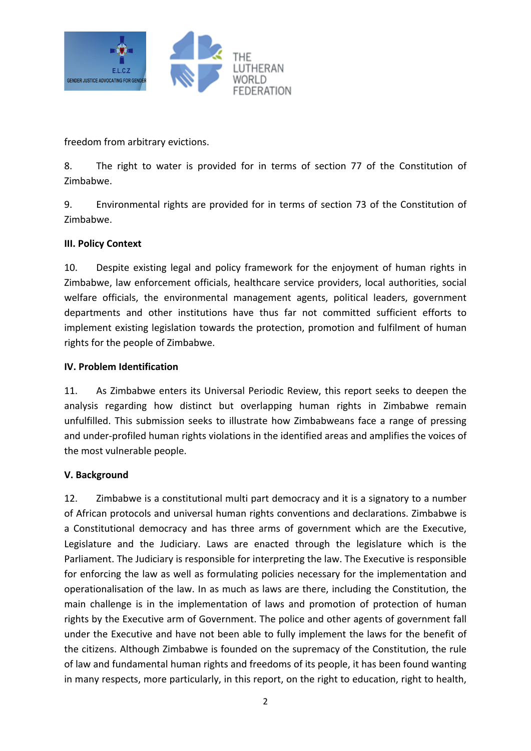freedom from arbitrary evictions.

8. The right to water is provided for in terms of section 77 of the Constitution of Zimbabwe.

9. Environmental rights are provided for in terms of section 73 of the Constitution of Zimbabwe.

**III. Policy Context**

10. Despite existing legal and policy framework for the enjoyment of human rights in Zimbabwe, law enforcement officials, healthcare service providers, local authorities, social welfare officials, the environmental management agents, political leaders, government departments and other institutions have thus far not committed sufficient efforts to implement existing legislation towards the protection, promotion and fulfilment of human rights for the people of Zimbabwe.

**IV. Problem Identification**

11. As Zimbabwe enters its Universal Periodic Review, this report seeks to deepen the analysis regarding how distinct but overlapping human rights in Zimbabwe remain unfulfilled. This submission seeks to illustrate how Zimbabweans face a range of pressing and under-profiled human rights violations in the identified areas and amplifies the voices of the most vulnerable people.

**V. Background**

12. Zimbabwe is a constitutional multi part democracy and it is a signatory to a number of African protocols and universal human rights conventions and declarations. Zimbabwe is a Constitutional democracy and has three arms of government which are the Executive, Legislature and the Judiciary. Laws are enacted through the legislature which is the Parliament. The Judiciary is responsible for interpreting the law. The Executive is responsible for enforcing the law as well as formulating policies necessary for the implementation and operationalisation of the law. In as much as laws are there, including the Constitution, the main challenge is in the implementation of laws and promotion of protection of human rights by the Executive arm of Government. The police and other agents of government fall under the Executive and have not been able to fully implement the laws for the benefit of the citizens. Although Zimbabwe is founded on the supremacy of the Constitution, the rule of law and fundamental human rights and freedoms of its people, it has been found wanting in many respects, more particularly, in this report, on the right to education, right to health,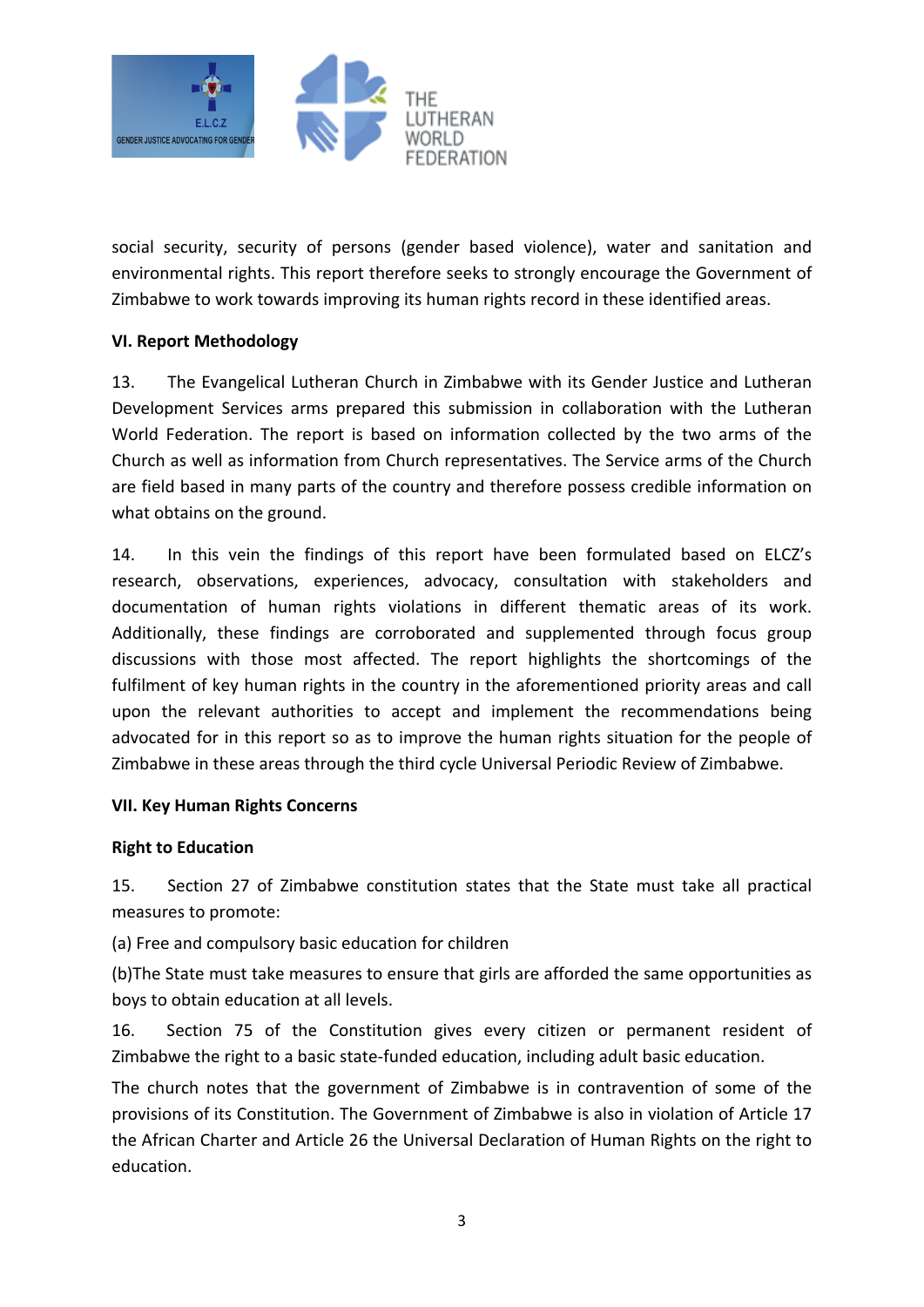social security, security of persons (gender based violence), water and sanitation and environmental rights. This report therefore seeks to strongly encourage the Government of Zimbabwe to work towards improving its human rights record in these identified areas.

**VI. Report Methodology**

13. The Evangelical Lutheran Church in Zimbabwe with its Gender Justice and Lutheran Development Services arms prepared this submission in collaboration with the Lutheran World Federation. The report is based on information collected by the two arms of the Church as well as information from Church representatives. The Service arms of the Church are field based in many parts of the country and therefore possess credible information on what obtains on the ground.

14. In this vein the findings of this report have been formulated based on ELCZ's research, observations, experiences, advocacy, consultation with stakeholders and documentation of human rights violations in different thematic areas of its work. Additionally, these findings are corroborated and supplemented through focus group discussions with those most affected. The report highlights the shortcomings of the fulfilment of key human rights in the country in the aforementioned priority areas and call upon the relevant authorities to accept and implement the recommendations being advocated for in this report so as to improve the human rights situation for the people of Zimbabwe in these areas through the third cycle Universal Periodic Review of Zimbabwe.

**VII. Key Human Rights Concerns**

**Right to Education**

15. Section 27 of Zimbabwe constitution states that the State must take all practical measures to promote:

(a) Free and compulsory basic education for children

(b)The State must take measures to ensure that girls are afforded the same opportunities as boys to obtain education at all levels.

16. Section 75 of the Constitution gives every citizen or permanent resident of Zimbabwe the right to a basic state-funded education, including adult basic education.

The church notes that the government of Zimbabwe is in contravention of some of the provisions of its Constitution. The Government of Zimbabwe is also in violation of Article 17 the African Charter and Article 26 the Universal Declaration of Human Rights on the right to education.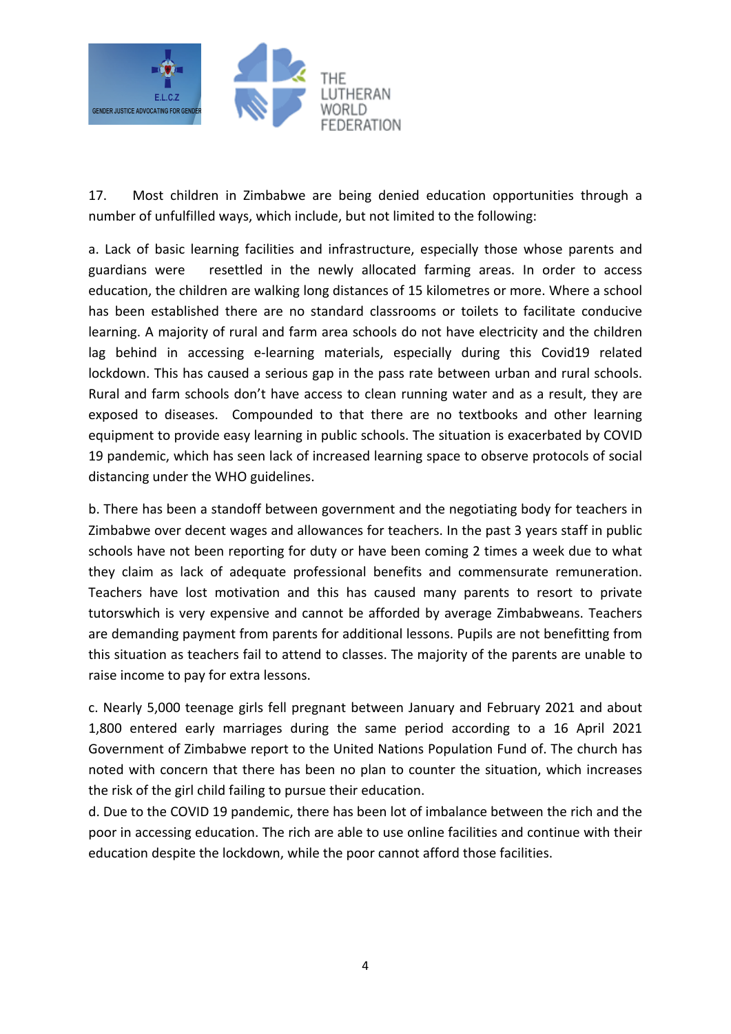17. Most children in Zimbabwe are being denied education opportunities through a number of unfulfilled ways, which include, but not limited to the following:

a. Lack of basic learning facilities and infrastructure, especially those whose parents and guardians were resettled in the newly allocated farming areas. In order to access education, the children are walking long distances of 15 kilometres or more. Where a school has been established there are no standard classrooms or toilets to facilitate conducive learning. A majority of rural and farm area schools do not have electricity and the children lag behind in accessing e-learning materials, especially during this Covid19 related lockdown. This has caused a serious gap in the pass rate between urban and rural schools. Rural and farm schools don't have access to clean running water and as a result, they are exposed to diseases. Compounded to that there are no textbooks and other learning equipment to provide easy learning in public schools. The situation is exacerbated by COVID 19 pandemic, which has seen lack of increased learning space to observe protocols of social distancing under the WHO guidelines.

b. There has been a standoff between government and the negotiating body for teachers in Zimbabwe over decent wages and allowances for teachers. In the past 3 years staff in public schools have not been reporting for duty or have been coming 2 times a week due to what they claim as lack of adequate professional benefits and commensurate remuneration. Teachers have lost motivation and this has caused many parents to resort to private tutorswhich is very expensive and cannot be afforded by average Zimbabweans. Teachers are demanding payment from parents for additional lessons. Pupils are not benefitting from this situation as teachers fail to attend to classes. The majority of the parents are unable to raise income to pay for extra lessons.

c. Nearly 5,000 teenage girls fell pregnant between January and February 2021 and about 1,800 entered early marriages during the same period according to a 16 April 2021 Government of Zimbabwe report to the United Nations Population Fund of. The church has noted with concern that there has been no plan to counter the situation, which increases the risk of the girl child failing to pursue their education.

d. Due to the COVID 19 pandemic, there has been lot of imbalance between the rich and the poor in accessing education. The rich are able to use online facilities and continue with their education despite the lockdown, while the poor cannot afford those facilities.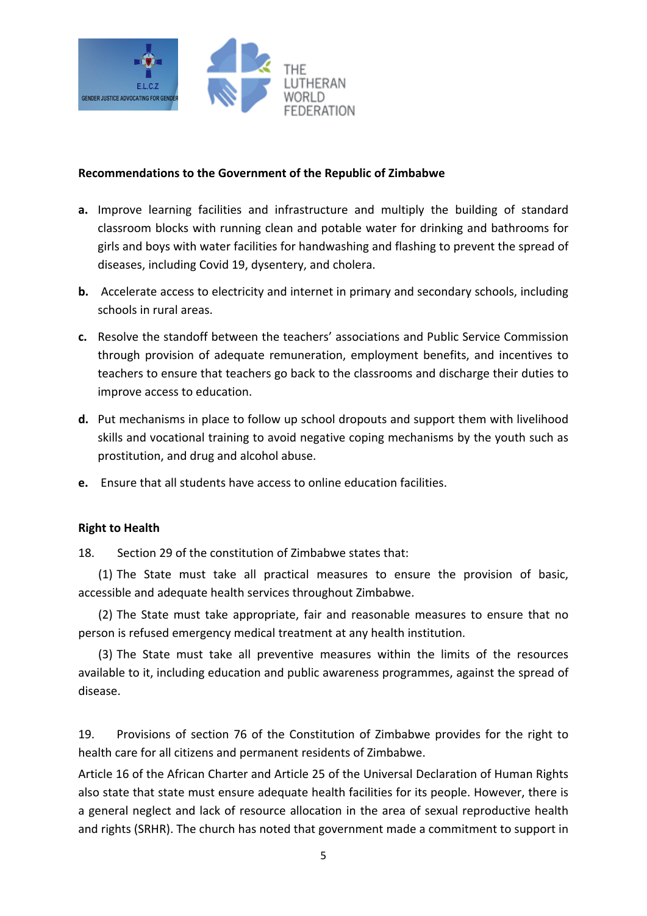**Recommendations to the Government of the Republic of Zimbabwe**

- **a.** Improve learning facilities and infrastructure and multiply the building of standard classroom blocks with running clean and potable water for drinking and bathrooms for girls and boys with water facilities for handwashing and flashing to prevent the spread of diseases, including Covid 19, dysentery, and cholera.
- **b.** Accelerate access to electricity and internet in primary and secondary schools, including schools in rural areas.
- **c.** Resolve the standoff between the teachers' associations and Public Service Commission through provision of adequate remuneration, employment benefits, and incentives to teachers to ensure that teachers go back to the classrooms and discharge their duties to improve access to education.
- **d.** Put mechanisms in place to follow up school dropouts and support them with livelihood skills and vocational training to avoid negative coping mechanisms by the youth such as prostitution, and drug and alcohol abuse.
- **e.** Ensure that all students have access to online education facilities.

**Right to Health**

18. Section 29 of the constitution of Zimbabwe states that:

(1) The State must take all practical measures to ensure the provision of basic, accessible and adequate health services throughout Zimbabwe.

(2) The State must take appropriate, fair and reasonable measures to ensure that no person is refused emergency medical treatment at any health institution.

(3) The State must take all preventive measures within the limits of the resources available to it, including education and public awareness programmes, against the spread of disease.

19. Provisions of section 76 of the Constitution of Zimbabwe provides for the right to health care for all citizens and permanent residents of Zimbabwe.

Article 16 of the African Charter and Article 25 of the Universal Declaration of Human Rights also state that state must ensure adequate health facilities for its people. However, there is a general neglect and lack of resource allocation in the area of sexual reproductive health and rights (SRHR). The church has noted that government made a commitment to support in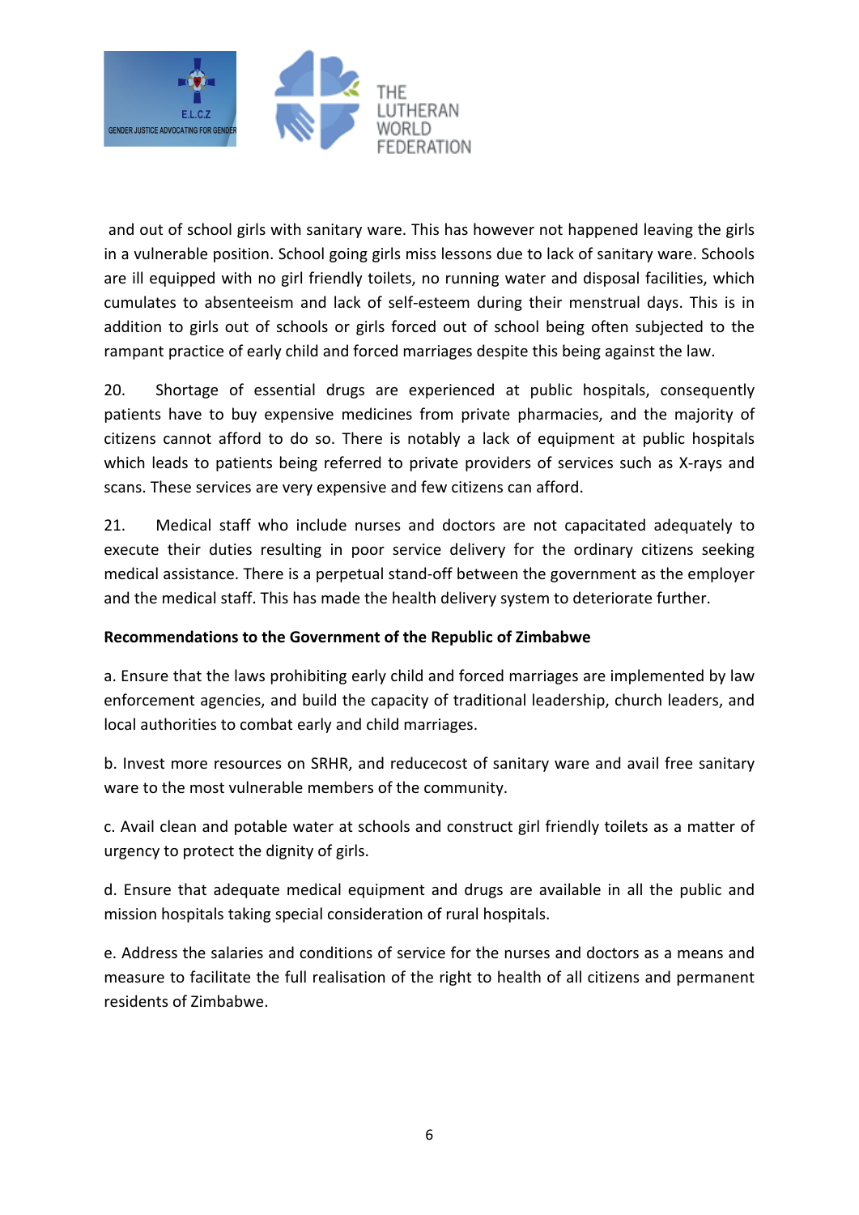and out of school girls with sanitary ware. This has however not happened leaving the girls in a vulnerable position. School going girls miss lessons due to lack of sanitary ware. Schools are ill equipped with no girl friendly toilets, no running water and disposal facilities, which cumulates to absenteeism and lack of self-esteem during their menstrual days. This is in addition to girls out of schools or girls forced out of school being often subjected to the rampant practice of early child and forced marriages despite this being against the law.

20. Shortage of essential drugs are experienced at public hospitals, consequently patients have to buy expensive medicines from private pharmacies, and the majority of citizens cannot afford to do so. There is notably a lack of equipment at public hospitals which leads to patients being referred to private providers of services such as X-rays and scans. These services are very expensive and few citizens can afford.

21. Medical staff who include nurses and doctors are not capacitated adequately to execute their duties resulting in poor service delivery for the ordinary citizens seeking medical assistance. There is a perpetual stand-off between the government as the employer and the medical staff. This has made the health delivery system to deteriorate further.

**Recommendations to the Government of the Republic of Zimbabwe**

a. Ensure that the laws prohibiting early child and forced marriages are implemented by law enforcement agencies, and build the capacity of traditional leadership, church leaders, and local authorities to combat early and child marriages.

b. Invest more resources on SRHR, and reducecost of sanitary ware and avail free sanitary ware to the most vulnerable members of the community.

c. Avail clean and potable water at schools and construct girl friendly toilets as a matter of urgency to protect the dignity of girls.

d. Ensure that adequate medical equipment and drugs are available in all the public and mission hospitals taking special consideration of rural hospitals.

e. Address the salaries and conditions of service for the nurses and doctors as a means and measure to facilitate the full realisation of the right to health of all citizens and permanent residents of Zimbabwe.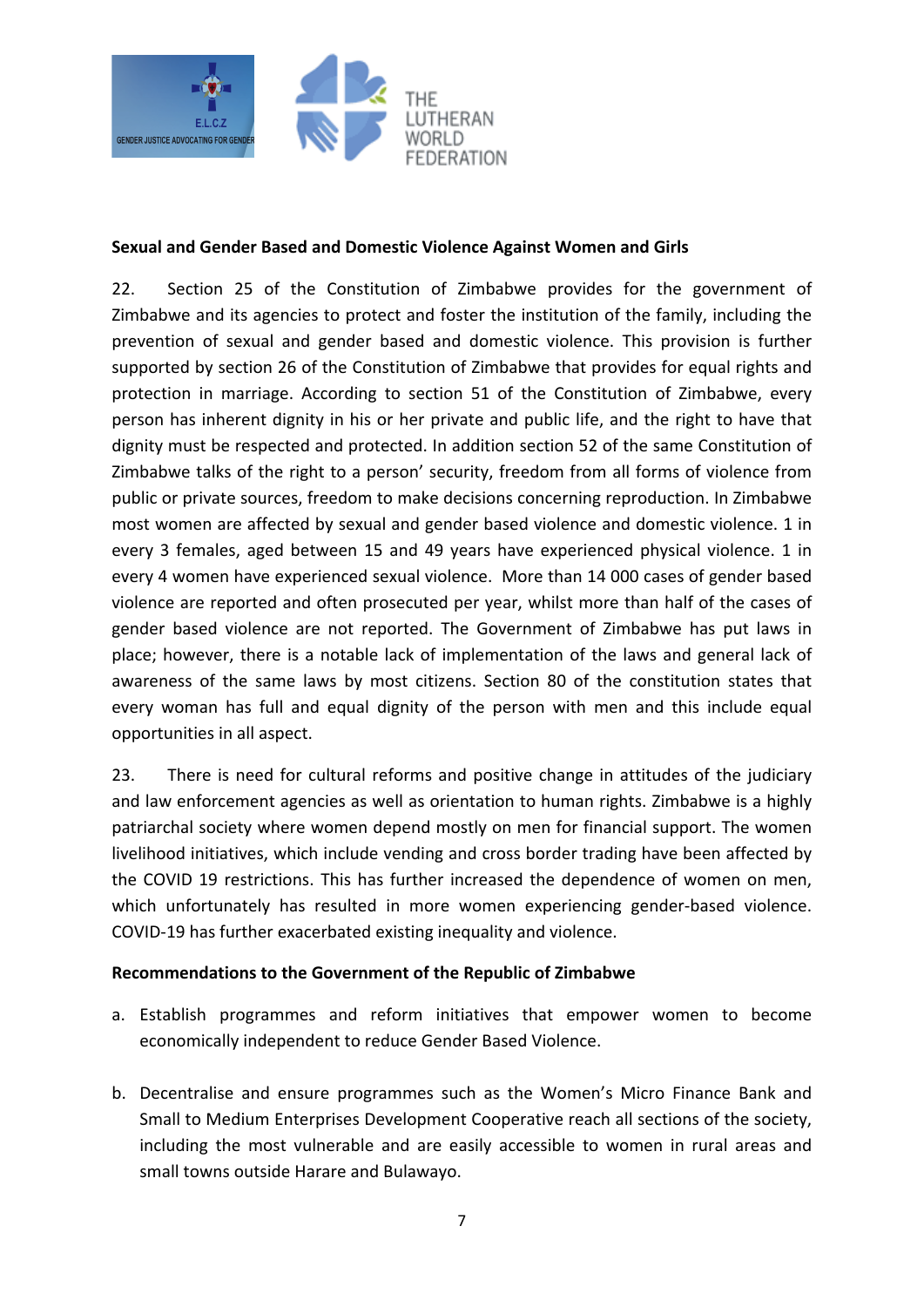**Sexual and Gender Based and Domestic Violence Against Women and Girls**

22. Section 25 of the Constitution of Zimbabwe provides for the government of Zimbabwe and its agencies to protect and foster the institution of the family, including the prevention of sexual and gender based and domestic violence. This provision is further supported by section 26 of the Constitution of Zimbabwe that provides for equal rights and protection in marriage. According to section 51 of the Constitution of Zimbabwe, every person has inherent dignity in his or her private and public life, and the right to have that dignity must be respected and protected. In addition section 52 of the same Constitution of Zimbabwe talks of the right to a person' security, freedom from all forms of violence from public or private sources, freedom to make decisions concerning reproduction. In Zimbabwe most women are affected by sexual and gender based violence and domestic violence. 1 in every 3 females, aged between 15 and 49 years have experienced physical violence. 1 in every 4 women have experienced sexual violence. More than 14 000 cases of gender based violence are reported and often prosecuted per year, whilst more than half of the cases of gender based violence are not reported. The Government of Zimbabwe has put laws in place; however, there is a notable lack of implementation of the laws and general lack of awareness of the same laws by most citizens. Section 80 of the constitution states that every woman has full and equal dignity of the person with men and this include equal opportunities in all aspect.

23. There is need for cultural reforms and positive change in attitudes of the judiciary and law enforcement agencies as well as orientation to human rights. Zimbabwe is a highly patriarchal society where women depend mostly on men for financial support. The women livelihood initiatives, which include vending and cross border trading have been affected by the COVID 19 restrictions. This has further increased the dependence of women on men, which unfortunately has resulted in more women experiencing gender-based violence. COVID-19 has further exacerbated existing inequality and violence.

**Recommendations to the Government of the Republic of Zimbabwe**

a. Establish programmes and reform initiatives that empower women to become economically independent to reduce Gender Based Violence.

b. Decentralise and ensure programmes such as the Women's Micro Finance Bank and Small to Medium Enterprises Development Cooperative reach all sections of the society, including the most vulnerable and are easily accessible to women in rural areas and small towns outside Harare and Bulawayo.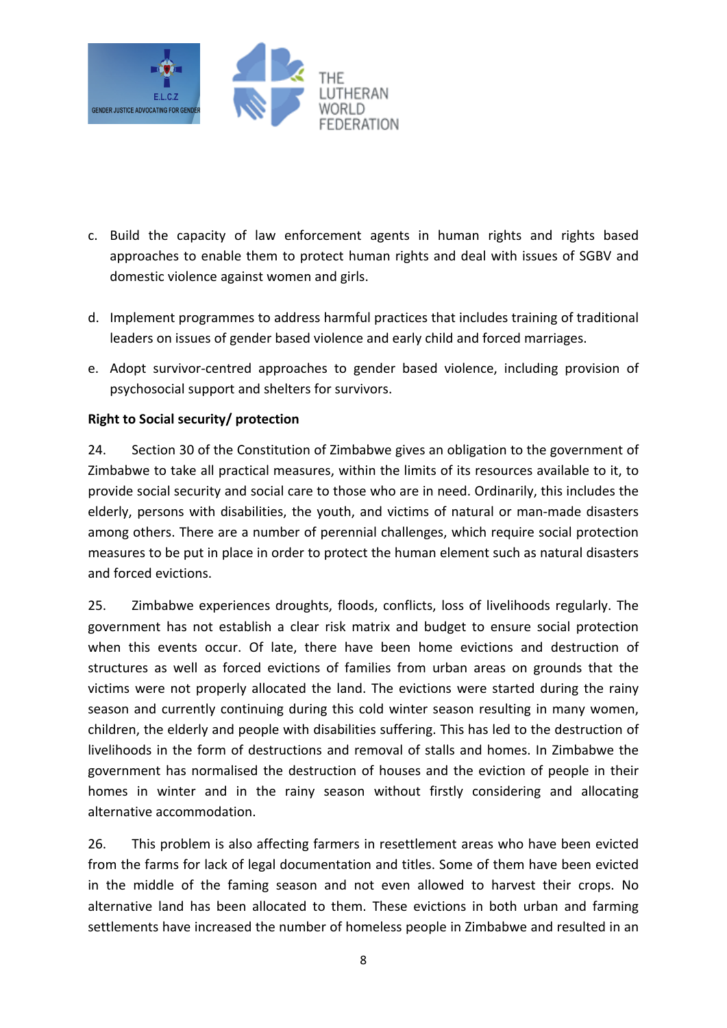c. Build the capacity of law enforcement agents in human rights and rights based approaches to enable them to protect human rights and deal with issues of SGBV and domestic violence against women and girls.

d. Implement programmes to address harmful practices that includes training of traditional leaders on issues of gender based violence and early child and forced marriages.

e. Adopt survivor-centred approaches to gender based violence, including provision of psychosocial support and shelters for survivors.

**Right to Social security/ protection**

24. Section 30 of the Constitution of Zimbabwe gives an obligation to the government of Zimbabwe to take all practical measures, within the limits of its resources available to it, to provide social security and social care to those who are in need. Ordinarily, this includes the elderly, persons with disabilities, the youth, and victims of natural or man-made disasters among others. There are a number of perennial challenges, which require social protection measures to be put in place in order to protect the human element such as natural disasters and forced evictions.

25. Zimbabwe experiences droughts, floods, conflicts, loss of livelihoods regularly. The government has not establish a clear risk matrix and budget to ensure social protection when this events occur. Of late, there have been home evictions and destruction of structures as well as forced evictions of families from urban areas on grounds that the victims were not properly allocated the land. The evictions were started during the rainy season and currently continuing during this cold winter season resulting in many women, children, the elderly and people with disabilities suffering. This has led to the destruction of livelihoods in the form of destructions and removal of stalls and homes. In Zimbabwe the government has normalised the destruction of houses and the eviction of people in their homes in winter and in the rainy season without firstly considering and allocating alternative accommodation.

26. This problem is also affecting farmers in resettlement areas who have been evicted from the farms for lack of legal documentation and titles. Some of them have been evicted in the middle of the faming season and not even allowed to harvest their crops. No alternative land has been allocated to them. These evictions in both urban and farming settlements have increased the number of homeless people in Zimbabwe and resulted in an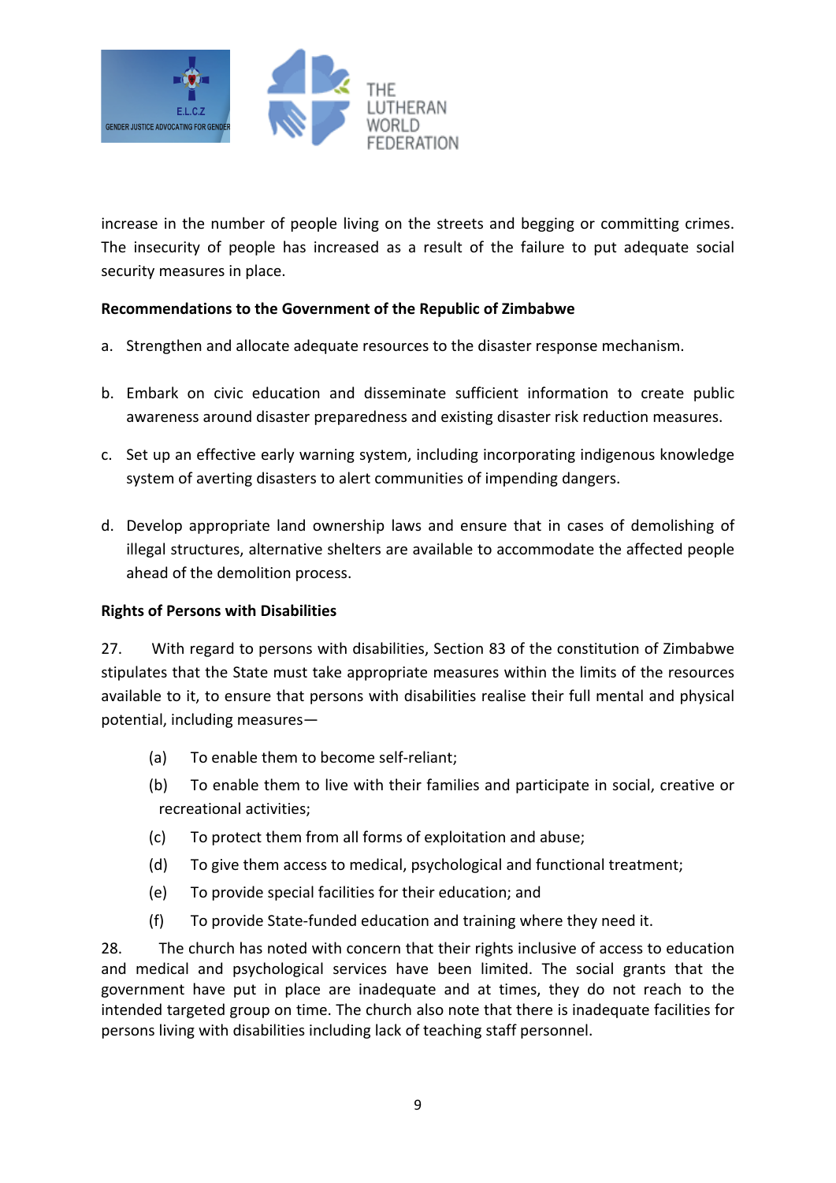increase in the number of people living on the streets and begging or committing crimes. The insecurity of people has increased as a result of the failure to put adequate social security measures in place.

**Recommendations to the Government of the Republic of Zimbabwe**

a. Strengthen and allocate adequate resources to the disaster response mechanism.

b. Embark on civic education and disseminate sufficient information to create public awareness around disaster preparedness and existing disaster risk reduction measures.

c. Set up an effective early warning system, including incorporating indigenous knowledge system of averting disasters to alert communities of impending dangers.

d. Develop appropriate land ownership laws and ensure that in cases of demolishing of illegal structures, alternative shelters are available to accommodate the affected people ahead of the demolition process.

**Rights of Persons with Disabilities**

27. With regard to persons with disabilities, Section 83 of the constitution of Zimbabwe stipulates that the State must take appropriate measures within the limits of the resources available to it, to ensure that persons with disabilities realise their full mental and physical potential, including measures—

(a) To enable them to become self-reliant;

(b) To enable them to live with their families and participate in social, creative or recreational activities;

(c) To protect them from all forms of exploitation and abuse;

(d) To give them access to medical, psychological and functional treatment;

(e) To provide special facilities for their education; and

(f) To provide State-funded education and training where they need it.

28. The church has noted with concern that their rights inclusive of access to education and medical and psychological services have been limited. The social grants that the government have put in place are inadequate and at times, they do not reach to the intended targeted group on time. The church also note that there is inadequate facilities for persons living with disabilities including lack of teaching staff personnel.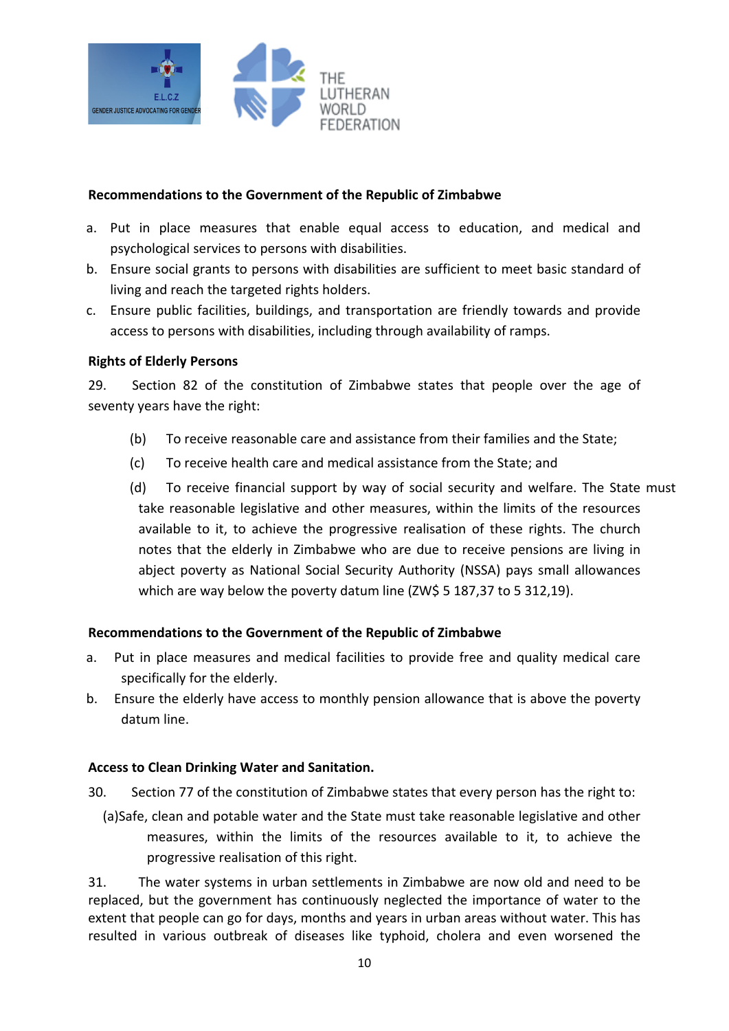**Recommendations to the Government of the Republic of Zimbabwe**

a. Put in place measures that enable equal access to education, and medical and psychological services to persons with disabilities.
b. Ensure social grants to persons with disabilities are sufficient to meet basic standard of living and reach the targeted rights holders.
c. Ensure public facilities, buildings, and transportation are friendly towards and provide access to persons with disabilities, including through availability of ramps.

**Rights of Elderly Persons**

29. Section 82 of the constitution of Zimbabwe states that people over the age of seventy years have the right:

(b) To receive reasonable care and assistance from their families and the State;

(c) To receive health care and medical assistance from the State; and

(d) To receive financial support by way of social security and welfare. The State must take reasonable legislative and other measures, within the limits of the resources available to it, to achieve the progressive realisation of these rights. The church notes that the elderly in Zimbabwe who are due to receive pensions are living in abject poverty as National Social Security Authority (NSSA) pays small allowances which are way below the poverty datum line (ZW$ 5 187,37 to 5 312,19).

**Recommendations to the Government of the Republic of Zimbabwe**

a. Put in place measures and medical facilities to provide free and quality medical care specifically for the elderly.
b. Ensure the elderly have access to monthly pension allowance that is above the poverty datum line.

**Access to Clean Drinking Water and Sanitation.**

30. Section 77 of the constitution of Zimbabwe states that every person has the right to:

(a)Safe, clean and potable water and the State must take reasonable legislative and other measures, within the limits of the resources available to it, to achieve the progressive realisation of this right.

31. The water systems in urban settlements in Zimbabwe are now old and need to be replaced, but the government has continuously neglected the importance of water to the extent that people can go for days, months and years in urban areas without water. This has resulted in various outbreak of diseases like typhoid, cholera and even worsened the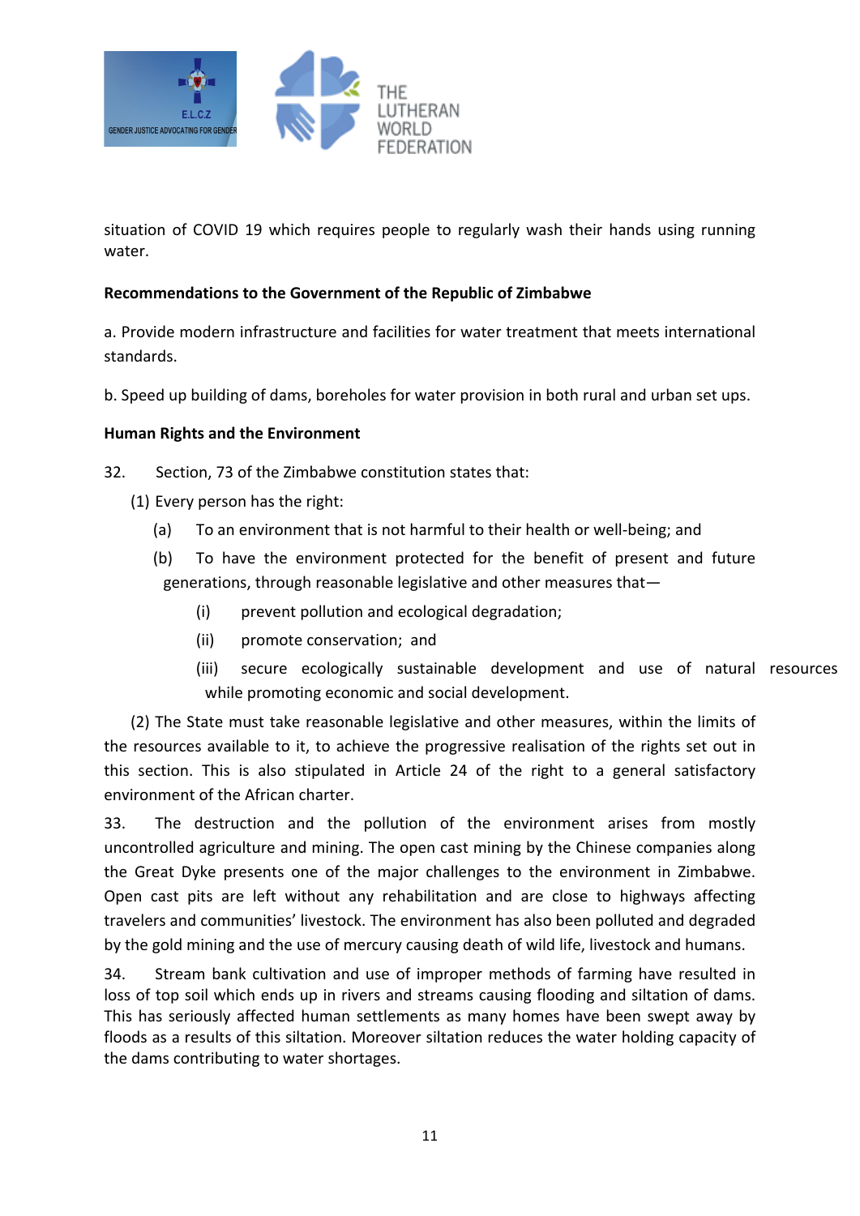situation of COVID 19 which requires people to regularly wash their hands using running water.

**Recommendations to the Government of the Republic of Zimbabwe**

a. Provide modern infrastructure and facilities for water treatment that meets international standards.

b. Speed up building of dams, boreholes for water provision in both rural and urban set ups.

**Human Rights and the Environment**

32. Section, 73 of the Zimbabwe constitution states that:

(1) Every person has the right:

(a) To an environment that is not harmful to their health or well-being; and

(b) To have the environment protected for the benefit of present and future generations, through reasonable legislative and other measures that—

(i) prevent pollution and ecological degradation;

(ii) promote conservation; and

(iii) secure ecologically sustainable development and use of natural resources while promoting economic and social development.

(2) The State must take reasonable legislative and other measures, within the limits of the resources available to it, to achieve the progressive realisation of the rights set out in this section. This is also stipulated in Article 24 of the right to a general satisfactory environment of the African charter.

33. The destruction and the pollution of the environment arises from mostly uncontrolled agriculture and mining. The open cast mining by the Chinese companies along the Great Dyke presents one of the major challenges to the environment in Zimbabwe. Open cast pits are left without any rehabilitation and are close to highways affecting travelers and communities' livestock. The environment has also been polluted and degraded by the gold mining and the use of mercury causing death of wild life, livestock and humans.

34. Stream bank cultivation and use of improper methods of farming have resulted in loss of top soil which ends up in rivers and streams causing flooding and siltation of dams. This has seriously affected human settlements as many homes have been swept away by floods as a results of this siltation. Moreover siltation reduces the water holding capacity of the dams contributing to water shortages.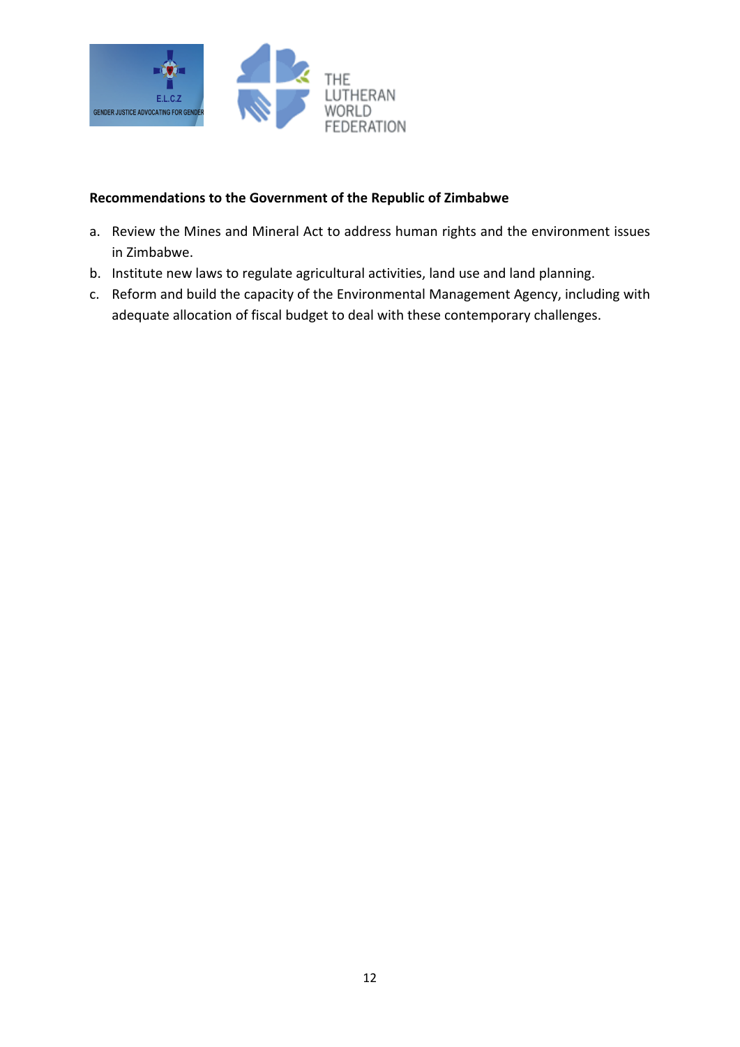**Recommendations to the Government of the Republic of Zimbabwe**

a. Review the Mines and Mineral Act to address human rights and the environment issues in Zimbabwe.
b. Institute new laws to regulate agricultural activities, land use and land planning.
c. Reform and build the capacity of the Environmental Management Agency, including with adequate allocation of fiscal budget to deal with these contemporary challenges.